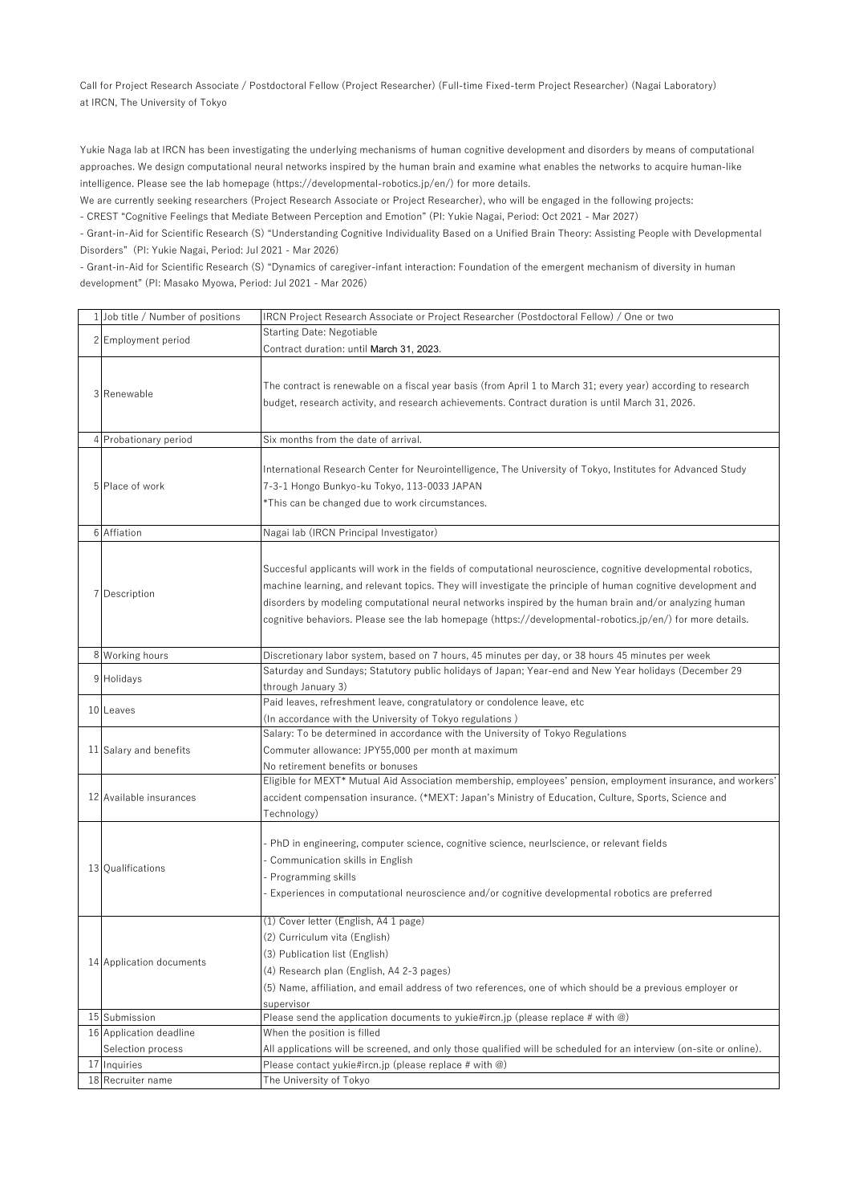Call for Project Research Associate / Postdoctoral Fellow (Project Researcher) (Full-time Fixed-term Project Researcher) (Nagai Laboratory) at IRCN, The University of Tokyo

Yukie Naga lab at IRCN has been investigating the underlying mechanisms of human cognitive development and disorders by means of computational approaches. We design computational neural networks inspired by the human brain and examine what enables the networks to acquire human-like intelligence. Please see the lab homepage (https://developmental-robotics.jp/en/) for more details.

We are currently seeking researchers (Project Research Associate or Project Researcher), who will be engaged in the following projects:

- CREST "Cognitive Feelings that Mediate Between Perception and Emotion" (PI: Yukie Nagai, Period: Oct 2021 - Mar 2027)
- Grant-in-Aid for Scientific Research (S) "Understanding Cognitive Individuality Based on a Unified Brain Theory: Assisting People with Developmental Disorders" (PI: Yukie Nagai, Period: Jul 2021 - Mar 2026)
- Grant-in-Aid for Scientific Research (S) "Dynamics of caregiver-infant interaction: Foundation of the emergent mechanism of diversity in human development" (PI: Masako Myowa, Period: Jul 2021 - Mar 2026)

| | | |
|---|---|---|
| 1 | Job title / Number of positions | IRCN Project Research Associate or Project Researcher (Postdoctoral Fellow) / One or two |
| 2 | Employment period | Starting Date: Negotiable<br>Contract duration: until March 31, 2023. |
| 3 | Renewable | The contract is renewable on a fiscal year basis (from April 1 to March 31; every year) according to research budget, research activity, and research achievements. Contract duration is until March 31, 2026. |
| 4 | Probationary period | Six months from the date of arrival. |
| 5 | Place of work | International Research Center for Neurointelligence, The University of Tokyo, Institutes for Advanced Study<br>7-3-1 Hongo Bunkyo-ku Tokyo, 113-0033 JAPAN<br>*This can be changed due to work circumstances. |
| 6 | Affiation | Nagai lab (IRCN Principal Investigator) |
| 7 | Description | Succesful applicants will work in the fields of computational neuroscience, cognitive developmental robotics, machine learning, and relevant topics. They will investigate the principle of human cognitive development and disorders by modeling computational neural networks inspired by the human brain and/or analyzing human cognitive behaviors. Please see the lab homepage (https://developmental-robotics.jp/en/) for more details. |
| 8 | Working hours | Discretionary labor system, based on 7 hours, 45 minutes per day, or 38 hours 45 minutes per week |
| 9 | Holidays | Saturday and Sundays; Statutory public holidays of Japan; Year-end and New Year holidays (December 29 through January 3) |
| 10 | Leaves | Paid leaves, refreshment leave, congratulatory or condolence leave, etc<br>(In accordance with the University of Tokyo regulations ) |
| 11 | Salary and benefits | Salary: To be determined in accordance with the University of Tokyo Regulations<br>Commuter allowance: JPY55,000 per month at maximum<br>No retirement benefits or bonuses |
| 12 | Available insurances | Eligible for MEXT* Mutual Aid Association membership, employees' pension, employment insurance, and workers' accident compensation insurance. (*MEXT: Japan's Ministry of Education, Culture, Sports, Science and Technology) |
| 13 | Qualifications | - PhD in engineering, computer science, cognitive science, neurlscience, or relevant fields<br>- Communication skills in English<br>- Programming skills<br>- Experiences in computational neuroscience and/or cognitive developmental robotics are preferred |
| 14 | Application documents | (1) Cover letter (English, A4 1 page)<br>(2) Curriculum vita (English)<br>(3) Publication list (English)<br>(4) Research plan (English, A4 2-3 pages)<br>(5) Name, affiliation, and email address of two references, one of which should be a previous employer or supervisor |
| 15 | Submission | Please send the application documents to yukie#ircn.jp (please replace # with @) |
| 16 | Application deadline | When the position is filled |
| | Selection process | All applications will be screened, and only those qualified will be scheduled for an interview (on-site or online). |
| 17 | Inquiries | Please contact yukie#ircn.jp (please replace # with @) |
| 18 | Recruiter name | The University of Tokyo |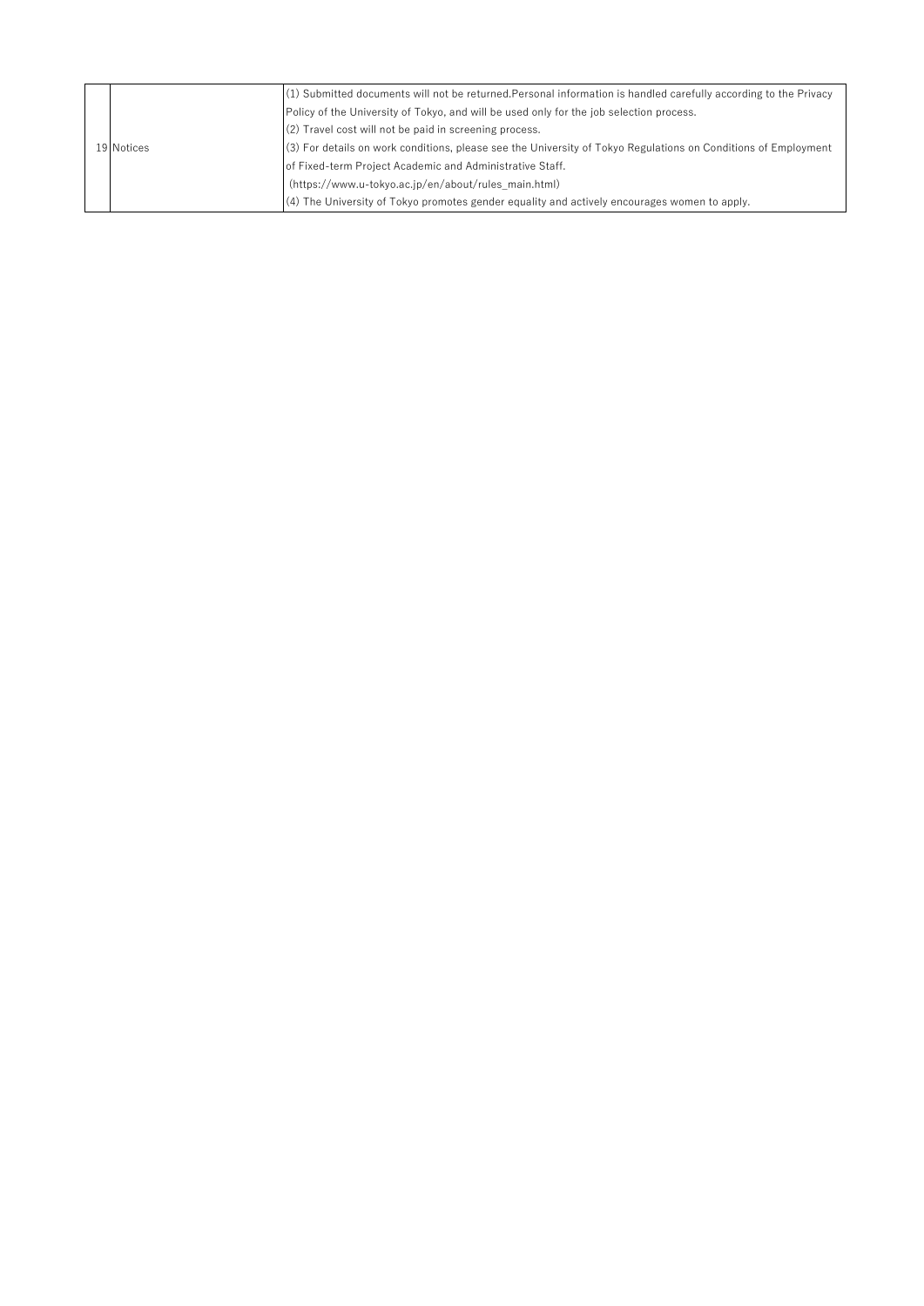| | | |
|---|---|---|
| 19 | Notices | (1) Submitted documents will not be returned.Personal information is handled carefully according to the Privacy Policy of the University of Tokyo, and will be used only for the job selection process.<br>(2) Travel cost will not be paid in screening process.<br>(3) For details on work conditions, please see the University of Tokyo Regulations on Conditions of Employment of Fixed-term Project Academic and Administrative Staff.<br>(https://www.u-tokyo.ac.jp/en/about/rules_main.html)<br>(4) The University of Tokyo promotes gender equality and actively encourages women to apply. |